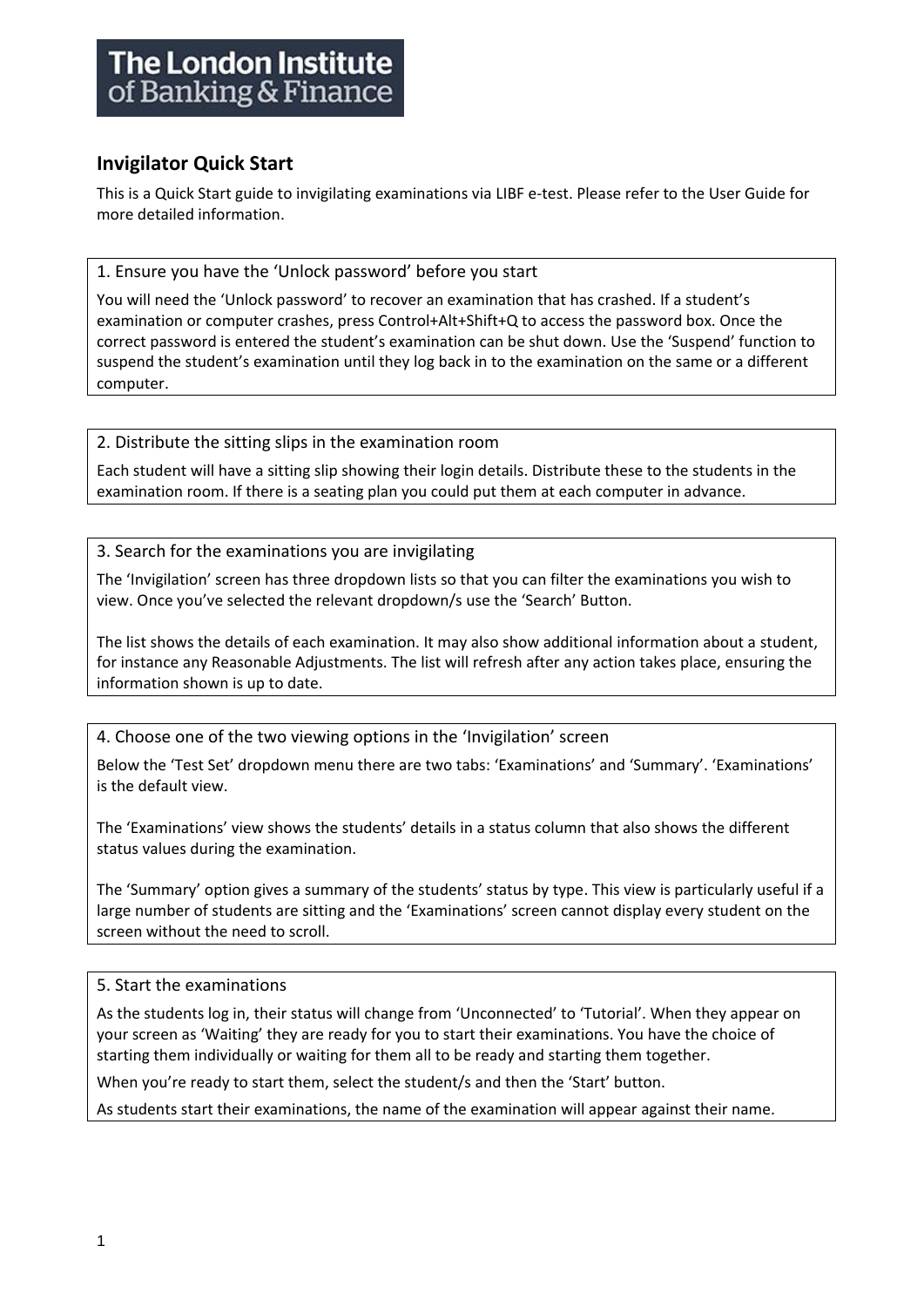# The London Institute of Banking & Finance

## Invigilator Quick Start

This is a Quick Start guide to invigilating examinations via LIBF e-test. Please refer to the User Guide for more detailed information.

### 1. Ensure you have the 'Unlock password' before you start

You will need the 'Unlock password' to recover an examination that has crashed. If a student's examination or computer crashes, press Control+Alt+Shift+Q to access the password box. Once the correct password is entered the student's examination can be shut down. Use the 'Suspend' function to suspend the student's examination until they log back in to the examination on the same or a different computer.

### 2. Distribute the sitting slips in the examination room

Each student will have a sitting slip showing their login details. Distribute these to the students in the examination room. If there is a seating plan you could put them at each computer in advance.

### 3. Search for the examinations you are invigilating

The 'Invigilation' screen has three dropdown lists so that you can filter the examinations you wish to view. Once you've selected the relevant dropdown/s use the 'Search' Button.

The list shows the details of each examination. It may also show additional information about a student, for instance any Reasonable Adjustments. The list will refresh after any action takes place, ensuring the information shown is up to date.

### 4. Choose one of the two viewing options in the 'Invigilation' screen

Below the 'Test Set' dropdown menu there are two tabs: 'Examinations' and 'Summary'. 'Examinations' is the default view.

The 'Examinations' view shows the students' details in a status column that also shows the different status values during the examination.

The 'Summary' option gives a summary of the students' status by type. This view is particularly useful if a large number of students are sitting and the 'Examinations' screen cannot display every student on the screen without the need to scroll.

### 5. Start the examinations

As the students log in, their status will change from 'Unconnected' to 'Tutorial'. When they appear on your screen as 'Waiting' they are ready for you to start their examinations. You have the choice of starting them individually or waiting for them all to be ready and starting them together.

When you're ready to start them, select the student/s and then the 'Start' button.

As students start their examinations, the name of the examination will appear against their name.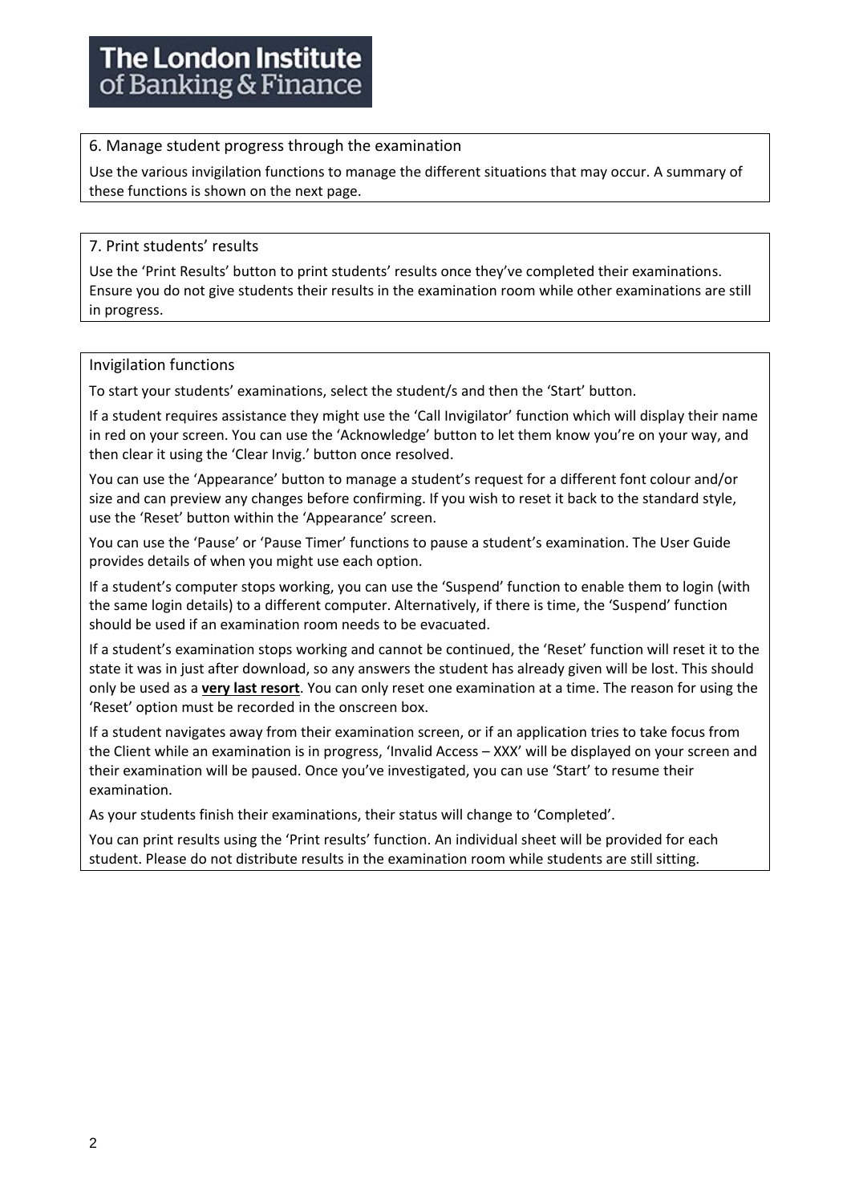The London Institute of Banking & Finance

## 6. Manage student progress through the examination

Use the various invigilation functions to manage the different situations that may occur. A summary of these functions is shown on the next page.

## 7. Print students' results

Use the 'Print Results' button to print students' results once they've completed their examinations. Ensure you do not give students their results in the examination room while other examinations are still in progress.

## Invigilation functions

To start your students' examinations, select the student/s and then the 'Start' button.

If a student requires assistance they might use the 'Call Invigilator' function which will display their name in red on your screen. You can use the 'Acknowledge' button to let them know you're on your way, and then clear it using the 'Clear Invig.' button once resolved.

You can use the 'Appearance' button to manage a student's request for a different font colour and/or size and can preview any changes before confirming. If you wish to reset it back to the standard style, use the 'Reset' button within the 'Appearance' screen.

You can use the 'Pause' or 'Pause Timer' functions to pause a student's examination. The User Guide provides details of when you might use each option.

If a student's computer stops working, you can use the 'Suspend' function to enable them to login (with the same login details) to a different computer. Alternatively, if there is time, the 'Suspend' function should be used if an examination room needs to be evacuated.

If a student's examination stops working and cannot be continued, the 'Reset' function will reset it to the state it was in just after download, so any answers the student has already given will be lost. This should only be used as a **very last resort**. You can only reset one examination at a time. The reason for using the 'Reset' option must be recorded in the onscreen box.

If a student navigates away from their examination screen, or if an application tries to take focus from the Client while an examination is in progress, 'Invalid Access – XXX' will be displayed on your screen and their examination will be paused. Once you've investigated, you can use 'Start' to resume their examination.

As your students finish their examinations, their status will change to 'Completed'.

You can print results using the 'Print results' function. An individual sheet will be provided for each student. Please do not distribute results in the examination room while students are still sitting.